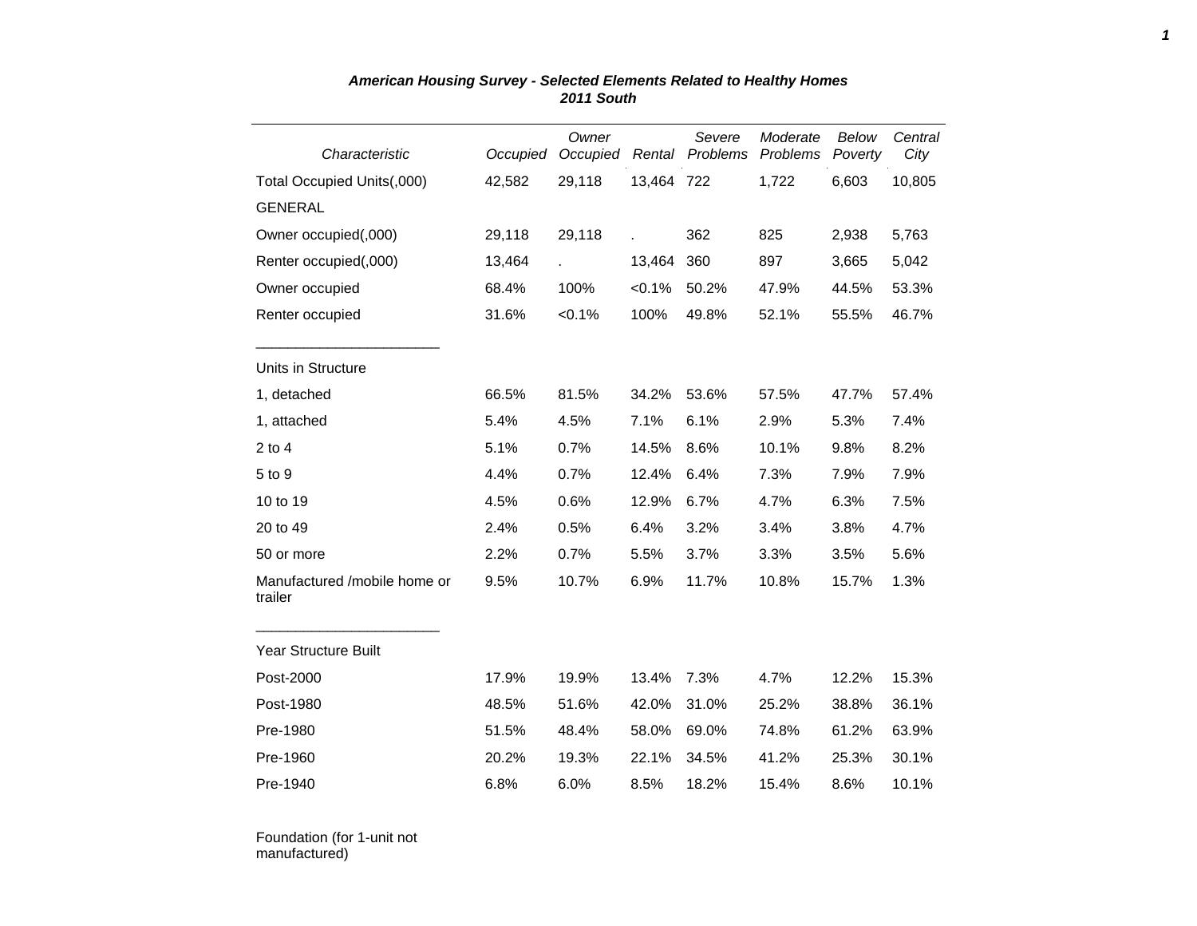***American Housing Survey - Selected Elements Related to Healthy Homes***
***2011 South***

| *Characteristic* | *Occupied* | *Owner Occupied* | *Rental* | *Severe Problems* | *Moderate Problems* | *Below Poverty* | *Central City* |
|---|---|---|---|---|---|---|---|
| Total Occupied Units(,000) | 42,582 | 29,118 | 13,464 | 722 | 1,722 | 6,603 | 10,805 |
| GENERAL | | | | | | | |
| Owner occupied(,000) | 29,118 | 29,118 | . | 362 | 825 | 2,938 | 5,763 |
| Renter occupied(,000) | 13,464 | . | 13,464 | 360 | 897 | 3,665 | 5,042 |
| Owner occupied | 68.4% | 100% | <0.1% | 50.2% | 47.9% | 44.5% | 53.3% |
| Renter occupied | 31.6% | <0.1% | 100% | 49.8% | 52.1% | 55.5% | 46.7% |
| _______________________ | | | | | | | |
| Units in Structure | | | | | | | |
| 1, detached | 66.5% | 81.5% | 34.2% | 53.6% | 57.5% | 47.7% | 57.4% |
| 1, attached | 5.4% | 4.5% | 7.1% | 6.1% | 2.9% | 5.3% | 7.4% |
| 2 to 4 | 5.1% | 0.7% | 14.5% | 8.6% | 10.1% | 9.8% | 8.2% |
| 5 to 9 | 4.4% | 0.7% | 12.4% | 6.4% | 7.3% | 7.9% | 7.9% |
| 10 to 19 | 4.5% | 0.6% | 12.9% | 6.7% | 4.7% | 6.3% | 7.5% |
| 20 to 49 | 2.4% | 0.5% | 6.4% | 3.2% | 3.4% | 3.8% | 4.7% |
| 50 or more | 2.2% | 0.7% | 5.5% | 3.7% | 3.3% | 3.5% | 5.6% |
| Manufactured /mobile home or trailer | 9.5% | 10.7% | 6.9% | 11.7% | 10.8% | 15.7% | 1.3% |
| _______________________ | | | | | | | |
| Year Structure Built | | | | | | | |
| Post-2000 | 17.9% | 19.9% | 13.4% | 7.3% | 4.7% | 12.2% | 15.3% |
| Post-1980 | 48.5% | 51.6% | 42.0% | 31.0% | 25.2% | 38.8% | 36.1% |
| Pre-1980 | 51.5% | 48.4% | 58.0% | 69.0% | 74.8% | 61.2% | 63.9% |
| Pre-1960 | 20.2% | 19.3% | 22.1% | 34.5% | 41.2% | 25.3% | 30.1% |
| Pre-1940 | 6.8% | 6.0% | 8.5% | 18.2% | 15.4% | 8.6% | 10.1% |
| Foundation (for 1-unit not manufactured) | | | | | | | |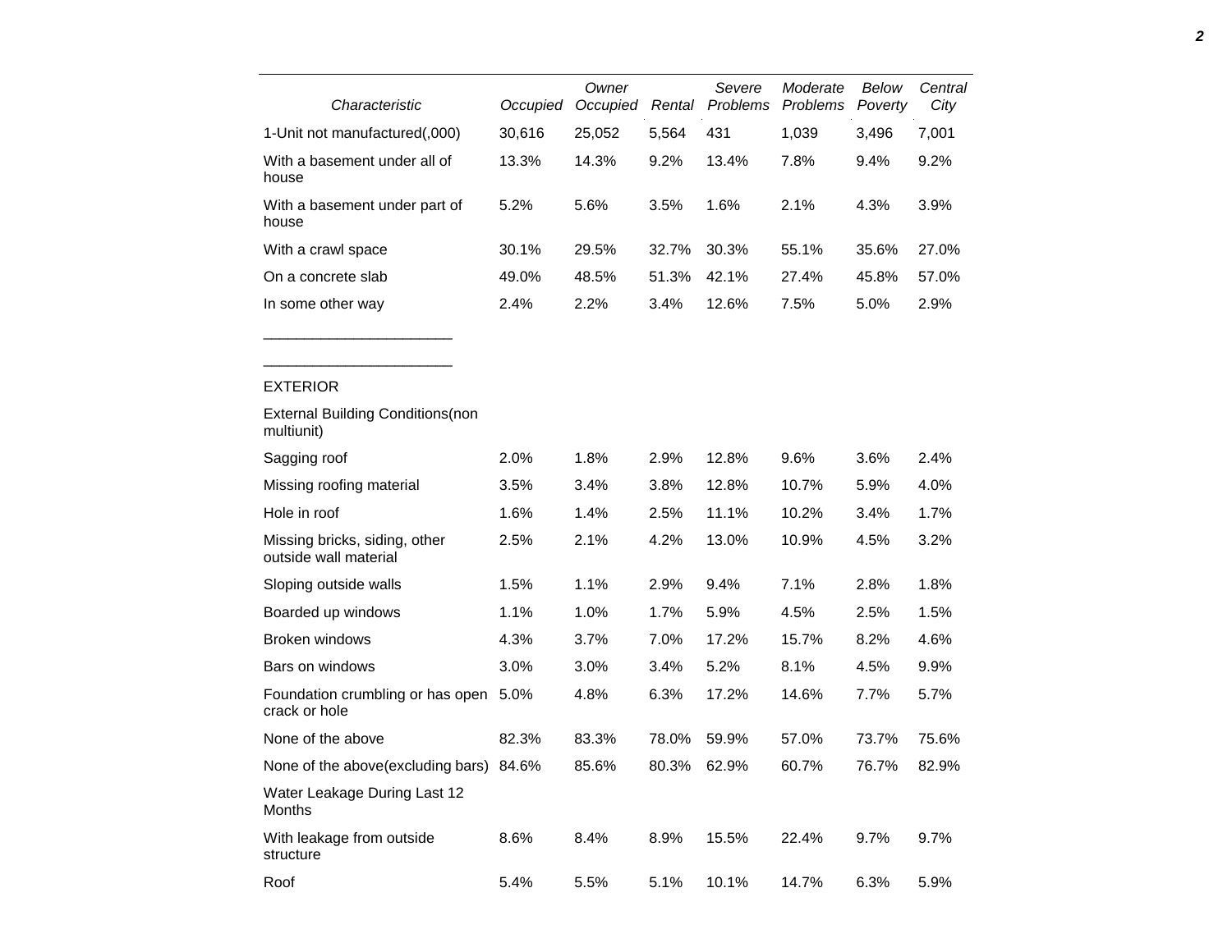| Characteristic | Occupied | Owner Occupied | Rental | Severe Problems | Moderate Problems | Below Poverty | Central City |
|---|---|---|---|---|---|---|---|
| 1-Unit not manufactured(,000) | 30,616 | 25,052 | 5,564 | 431 | 1,039 | 3,496 | 7,001 |
| With a basement under all of house | 13.3% | 14.3% | 9.2% | 13.4% | 7.8% | 9.4% | 9.2% |
| With a basement under part of house | 5.2% | 5.6% | 3.5% | 1.6% | 2.1% | 4.3% | 3.9% |
| With a crawl space | 30.1% | 29.5% | 32.7% | 30.3% | 55.1% | 35.6% | 27.0% |
| On a concrete slab | 49.0% | 48.5% | 51.3% | 42.1% | 27.4% | 45.8% | 57.0% |
| In some other way | 2.4% | 2.2% | 3.4% | 12.6% | 7.5% | 5.0% | 2.9% |
| _______________________ | | | | | | | |
| _______________________ | | | | | | | |
| EXTERIOR | | | | | | | |
| External Building Conditions(non multiunit) | | | | | | | |
| Sagging roof | 2.0% | 1.8% | 2.9% | 12.8% | 9.6% | 3.6% | 2.4% |
| Missing roofing material | 3.5% | 3.4% | 3.8% | 12.8% | 10.7% | 5.9% | 4.0% |
| Hole in roof | 1.6% | 1.4% | 2.5% | 11.1% | 10.2% | 3.4% | 1.7% |
| Missing bricks, siding, other outside wall material | 2.5% | 2.1% | 4.2% | 13.0% | 10.9% | 4.5% | 3.2% |
| Sloping outside walls | 1.5% | 1.1% | 2.9% | 9.4% | 7.1% | 2.8% | 1.8% |
| Boarded up windows | 1.1% | 1.0% | 1.7% | 5.9% | 4.5% | 2.5% | 1.5% |
| Broken windows | 4.3% | 3.7% | 7.0% | 17.2% | 15.7% | 8.2% | 4.6% |
| Bars on windows | 3.0% | 3.0% | 3.4% | 5.2% | 8.1% | 4.5% | 9.9% |
| Foundation crumbling or has open crack or hole | 5.0% | 4.8% | 6.3% | 17.2% | 14.6% | 7.7% | 5.7% |
| None of the above | 82.3% | 83.3% | 78.0% | 59.9% | 57.0% | 73.7% | 75.6% |
| None of the above(excluding bars) | 84.6% | 85.6% | 80.3% | 62.9% | 60.7% | 76.7% | 82.9% |
| Water Leakage During Last 12 Months | | | | | | | |
| With leakage from outside structure | 8.6% | 8.4% | 8.9% | 15.5% | 22.4% | 9.7% | 9.7% |
| Roof | 5.4% | 5.5% | 5.1% | 10.1% | 14.7% | 6.3% | 5.9% |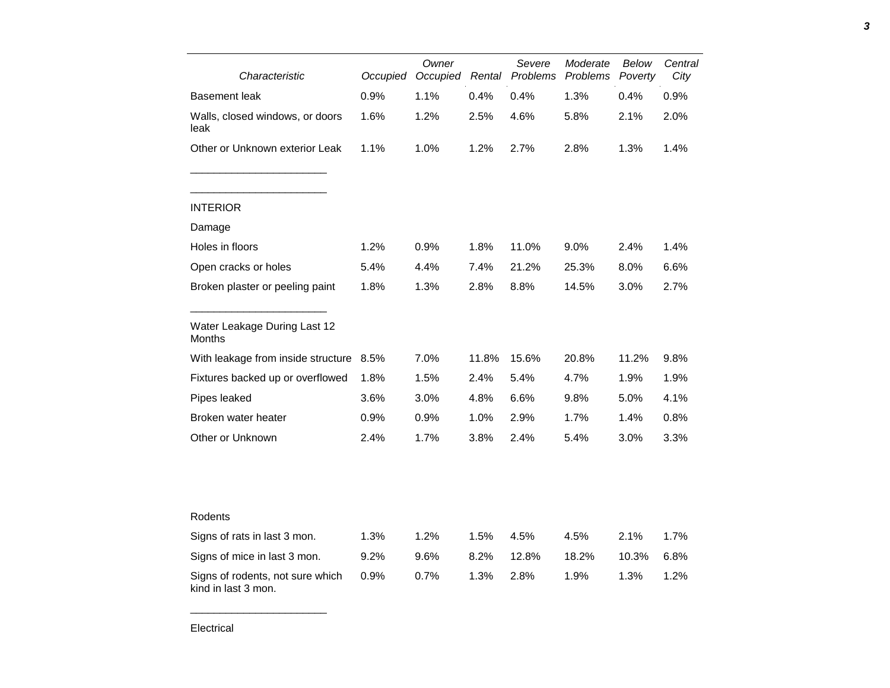| Characteristic | Occupied | Owner Occupied | Rental | Severe Problems | Moderate Problems | Below Poverty | Central City |
|---|---|---|---|---|---|---|---|
| Basement leak | 0.9% | 1.1% | 0.4% | 0.4% | 1.3% | 0.4% | 0.9% |
| Walls, closed windows, or doors leak | 1.6% | 1.2% | 2.5% | 4.6% | 5.8% | 2.1% | 2.0% |
| Other or Unknown exterior Leak | 1.1% | 1.0% | 1.2% | 2.7% | 2.8% | 1.3% | 1.4% |
| ______________________ | | | | | | | |
| ______________________ | | | | | | | |
| INTERIOR | | | | | | | |
| Damage | | | | | | | |
| Holes in floors | 1.2% | 0.9% | 1.8% | 11.0% | 9.0% | 2.4% | 1.4% |
| Open cracks or holes | 5.4% | 4.4% | 7.4% | 21.2% | 25.3% | 8.0% | 6.6% |
| Broken plaster or peeling paint | 1.8% | 1.3% | 2.8% | 8.8% | 14.5% | 3.0% | 2.7% |
| ______________________ | | | | | | | |
| Water Leakage During Last 12 Months | | | | | | | |
| With leakage from inside structure | 8.5% | 7.0% | 11.8% | 15.6% | 20.8% | 11.2% | 9.8% |
| Fixtures backed up or overflowed | 1.8% | 1.5% | 2.4% | 5.4% | 4.7% | 1.9% | 1.9% |
| Pipes leaked | 3.6% | 3.0% | 4.8% | 6.6% | 9.8% | 5.0% | 4.1% |
| Broken water heater | 0.9% | 0.9% | 1.0% | 2.9% | 1.7% | 1.4% | 0.8% |
| Other or Unknown | 2.4% | 1.7% | 3.8% | 2.4% | 5.4% | 3.0% | 3.3% |
| Rodents | | | | | | | |
| Signs of rats in last 3 mon. | 1.3% | 1.2% | 1.5% | 4.5% | 4.5% | 2.1% | 1.7% |
| Signs of mice in last 3 mon. | 9.2% | 9.6% | 8.2% | 12.8% | 18.2% | 10.3% | 6.8% |
| Signs of rodents, not sure which kind in last 3 mon. | 0.9% | 0.7% | 1.3% | 2.8% | 1.9% | 1.3% | 1.2% |
| ______________________ | | | | | | | |
| Electrical | | | | | | | |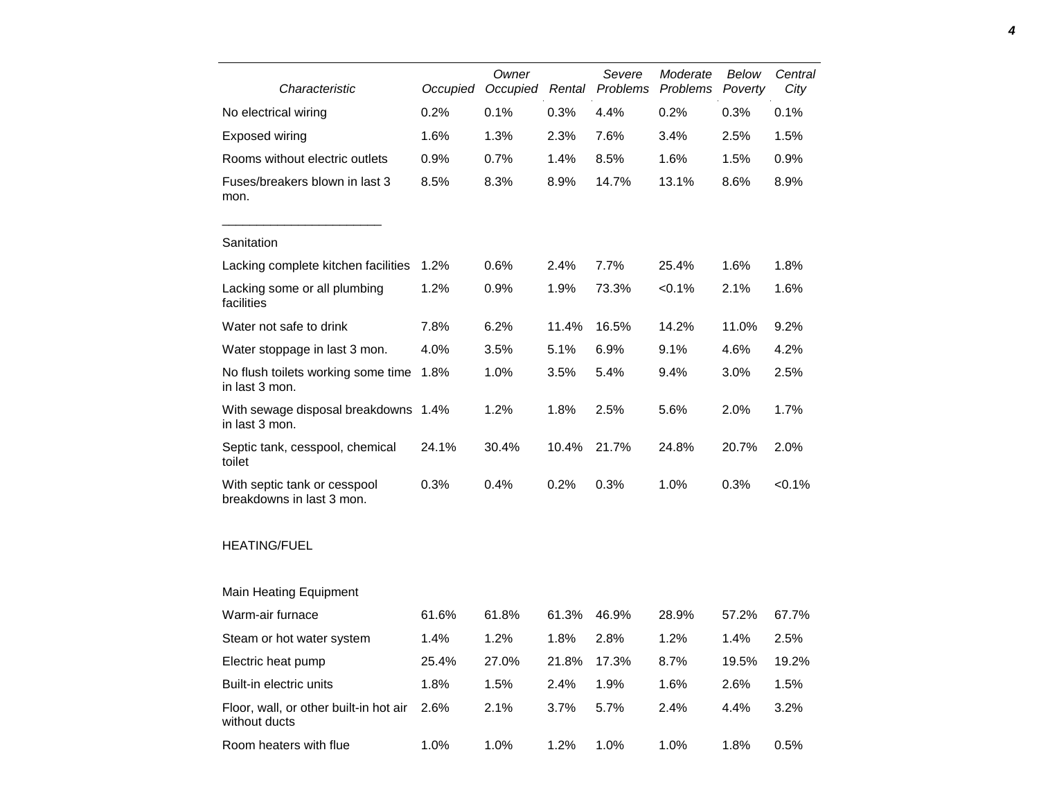| Characteristic | Occupied | Owner Occupied | Rental | Severe Problems | Moderate Problems | Below Poverty | Central City |
|---|---|---|---|---|---|---|---|
| No electrical wiring | 0.2% | 0.1% | 0.3% | 4.4% | 0.2% | 0.3% | 0.1% |
| Exposed wiring | 1.6% | 1.3% | 2.3% | 7.6% | 3.4% | 2.5% | 1.5% |
| Rooms without electric outlets | 0.9% | 0.7% | 1.4% | 8.5% | 1.6% | 1.5% | 0.9% |
| Fuses/breakers blown in last 3 mon. | 8.5% | 8.3% | 8.9% | 14.7% | 13.1% | 8.6% | 8.9% |
| Sanitation | | | | | | | |
| Lacking complete kitchen facilities | 1.2% | 0.6% | 2.4% | 7.7% | 25.4% | 1.6% | 1.8% |
| Lacking some or all plumbing facilities | 1.2% | 0.9% | 1.9% | 73.3% | <0.1% | 2.1% | 1.6% |
| Water not safe to drink | 7.8% | 6.2% | 11.4% | 16.5% | 14.2% | 11.0% | 9.2% |
| Water stoppage in last 3 mon. | 4.0% | 3.5% | 5.1% | 6.9% | 9.1% | 4.6% | 4.2% |
| No flush toilets working some time in last 3 mon. | 1.8% | 1.0% | 3.5% | 5.4% | 9.4% | 3.0% | 2.5% |
| With sewage disposal breakdowns in last 3 mon. | 1.4% | 1.2% | 1.8% | 2.5% | 5.6% | 2.0% | 1.7% |
| Septic tank, cesspool, chemical toilet | 24.1% | 30.4% | 10.4% | 21.7% | 24.8% | 20.7% | 2.0% |
| With septic tank or cesspool breakdowns in last 3 mon. | 0.3% | 0.4% | 0.2% | 0.3% | 1.0% | 0.3% | <0.1% |
| HEATING/FUEL | | | | | | | |
| Main Heating Equipment | | | | | | | |
| Warm-air furnace | 61.6% | 61.8% | 61.3% | 46.9% | 28.9% | 57.2% | 67.7% |
| Steam or hot water system | 1.4% | 1.2% | 1.8% | 2.8% | 1.2% | 1.4% | 2.5% |
| Electric heat pump | 25.4% | 27.0% | 21.8% | 17.3% | 8.7% | 19.5% | 19.2% |
| Built-in electric units | 1.8% | 1.5% | 2.4% | 1.9% | 1.6% | 2.6% | 1.5% |
| Floor, wall, or other built-in hot air without ducts | 2.6% | 2.1% | 3.7% | 5.7% | 2.4% | 4.4% | 3.2% |
| Room heaters with flue | 1.0% | 1.0% | 1.2% | 1.0% | 1.0% | 1.8% | 0.5% |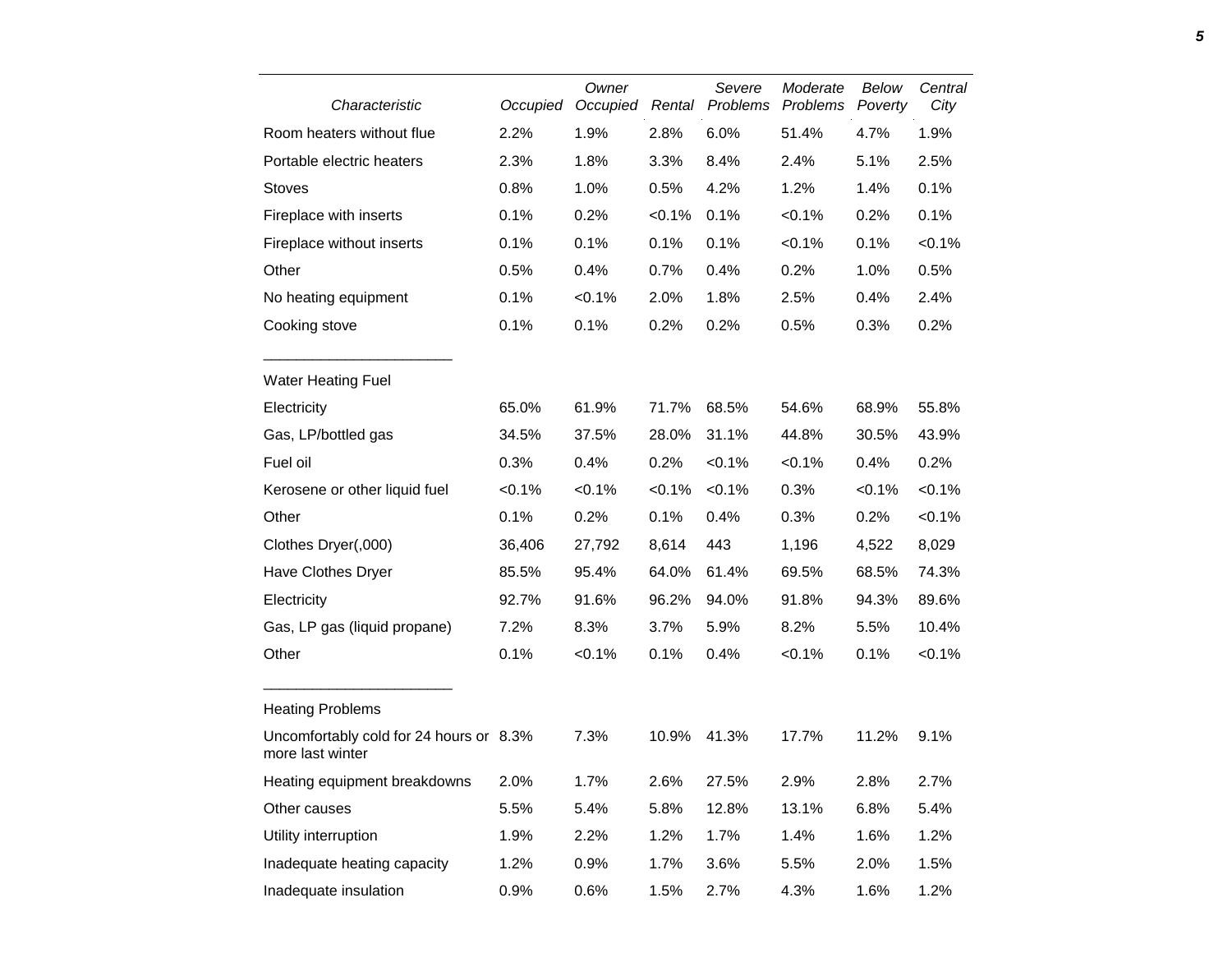| Characteristic | Occupied | Owner Occupied | Rental | Severe Problems | Moderate Problems | Below Poverty | Central City |
|---|---|---|---|---|---|---|---|
| Room heaters without flue | 2.2% | 1.9% | 2.8% | 6.0% | 51.4% | 4.7% | 1.9% |
| Portable electric heaters | 2.3% | 1.8% | 3.3% | 8.4% | 2.4% | 5.1% | 2.5% |
| Stoves | 0.8% | 1.0% | 0.5% | 4.2% | 1.2% | 1.4% | 0.1% |
| Fireplace with inserts | 0.1% | 0.2% | <0.1% | 0.1% | <0.1% | 0.2% | 0.1% |
| Fireplace without inserts | 0.1% | 0.1% | 0.1% | 0.1% | <0.1% | 0.1% | <0.1% |
| Other | 0.5% | 0.4% | 0.7% | 0.4% | 0.2% | 1.0% | 0.5% |
| No heating equipment | 0.1% | <0.1% | 2.0% | 1.8% | 2.5% | 0.4% | 2.4% |
| Cooking stove | 0.1% | 0.1% | 0.2% | 0.2% | 0.5% | 0.3% | 0.2% |
| Water Heating Fuel | | | | | | | |
| Electricity | 65.0% | 61.9% | 71.7% | 68.5% | 54.6% | 68.9% | 55.8% |
| Gas, LP/bottled gas | 34.5% | 37.5% | 28.0% | 31.1% | 44.8% | 30.5% | 43.9% |
| Fuel oil | 0.3% | 0.4% | 0.2% | <0.1% | <0.1% | 0.4% | 0.2% |
| Kerosene or other liquid fuel | <0.1% | <0.1% | <0.1% | <0.1% | 0.3% | <0.1% | <0.1% |
| Other | 0.1% | 0.2% | 0.1% | 0.4% | 0.3% | 0.2% | <0.1% |
| Clothes Dryer(,000) | 36,406 | 27,792 | 8,614 | 443 | 1,196 | 4,522 | 8,029 |
| Have Clothes Dryer | 85.5% | 95.4% | 64.0% | 61.4% | 69.5% | 68.5% | 74.3% |
| Electricity | 92.7% | 91.6% | 96.2% | 94.0% | 91.8% | 94.3% | 89.6% |
| Gas, LP gas (liquid propane) | 7.2% | 8.3% | 3.7% | 5.9% | 8.2% | 5.5% | 10.4% |
| Other | 0.1% | <0.1% | 0.1% | 0.4% | <0.1% | 0.1% | <0.1% |
| Heating Problems | | | | | | | |
| Uncomfortably cold for 24 hours or more last winter | 8.3% | 7.3% | 10.9% | 41.3% | 17.7% | 11.2% | 9.1% |
| Heating equipment breakdowns | 2.0% | 1.7% | 2.6% | 27.5% | 2.9% | 2.8% | 2.7% |
| Other causes | 5.5% | 5.4% | 5.8% | 12.8% | 13.1% | 6.8% | 5.4% |
| Utility interruption | 1.9% | 2.2% | 1.2% | 1.7% | 1.4% | 1.6% | 1.2% |
| Inadequate heating capacity | 1.2% | 0.9% | 1.7% | 3.6% | 5.5% | 2.0% | 1.5% |
| Inadequate insulation | 0.9% | 0.6% | 1.5% | 2.7% | 4.3% | 1.6% | 1.2% |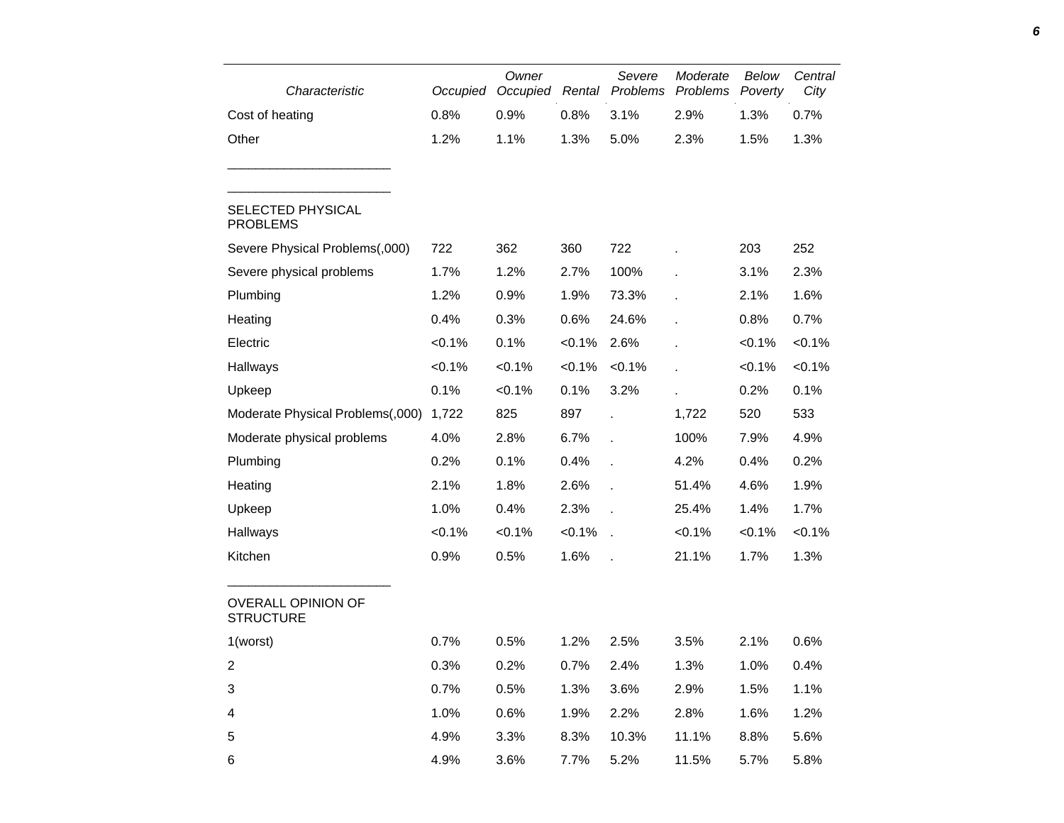| Characteristic | Occupied | Owner Occupied | Rental | Severe Problems | Moderate Problems | Below Poverty | Central City |
|---|---|---|---|---|---|---|---|
| Cost of heating | 0.8% | 0.9% | 0.8% | 3.1% | 2.9% | 1.3% | 0.7% |
| Other | 1.2% | 1.1% | 1.3% | 5.0% | 2.3% | 1.5% | 1.3% |
| SELECTED PHYSICAL PROBLEMS | | | | | | | |
| Severe Physical Problems(,000) | 722 | 362 | 360 | 722 | . | 203 | 252 |
| Severe physical problems | 1.7% | 1.2% | 2.7% | 100% | . | 3.1% | 2.3% |
| Plumbing | 1.2% | 0.9% | 1.9% | 73.3% | . | 2.1% | 1.6% |
| Heating | 0.4% | 0.3% | 0.6% | 24.6% | . | 0.8% | 0.7% |
| Electric | <0.1% | 0.1% | <0.1% | 2.6% | . | <0.1% | <0.1% |
| Hallways | <0.1% | <0.1% | <0.1% | <0.1% | . | <0.1% | <0.1% |
| Upkeep | 0.1% | <0.1% | 0.1% | 3.2% | . | 0.2% | 0.1% |
| Moderate Physical Problems(,000) | 1,722 | 825 | 897 | . | 1,722 | 520 | 533 |
| Moderate physical problems | 4.0% | 2.8% | 6.7% | . | 100% | 7.9% | 4.9% |
| Plumbing | 0.2% | 0.1% | 0.4% | . | 4.2% | 0.4% | 0.2% |
| Heating | 2.1% | 1.8% | 2.6% | . | 51.4% | 4.6% | 1.9% |
| Upkeep | 1.0% | 0.4% | 2.3% | . | 25.4% | 1.4% | 1.7% |
| Hallways | <0.1% | <0.1% | <0.1% | . | <0.1% | <0.1% | <0.1% |
| Kitchen | 0.9% | 0.5% | 1.6% | . | 21.1% | 1.7% | 1.3% |
| OVERALL OPINION OF STRUCTURE | | | | | | | |
| 1(worst) | 0.7% | 0.5% | 1.2% | 2.5% | 3.5% | 2.1% | 0.6% |
| 2 | 0.3% | 0.2% | 0.7% | 2.4% | 1.3% | 1.0% | 0.4% |
| 3 | 0.7% | 0.5% | 1.3% | 3.6% | 2.9% | 1.5% | 1.1% |
| 4 | 1.0% | 0.6% | 1.9% | 2.2% | 2.8% | 1.6% | 1.2% |
| 5 | 4.9% | 3.3% | 8.3% | 10.3% | 11.1% | 8.8% | 5.6% |
| 6 | 4.9% | 3.6% | 7.7% | 5.2% | 11.5% | 5.7% | 5.8% |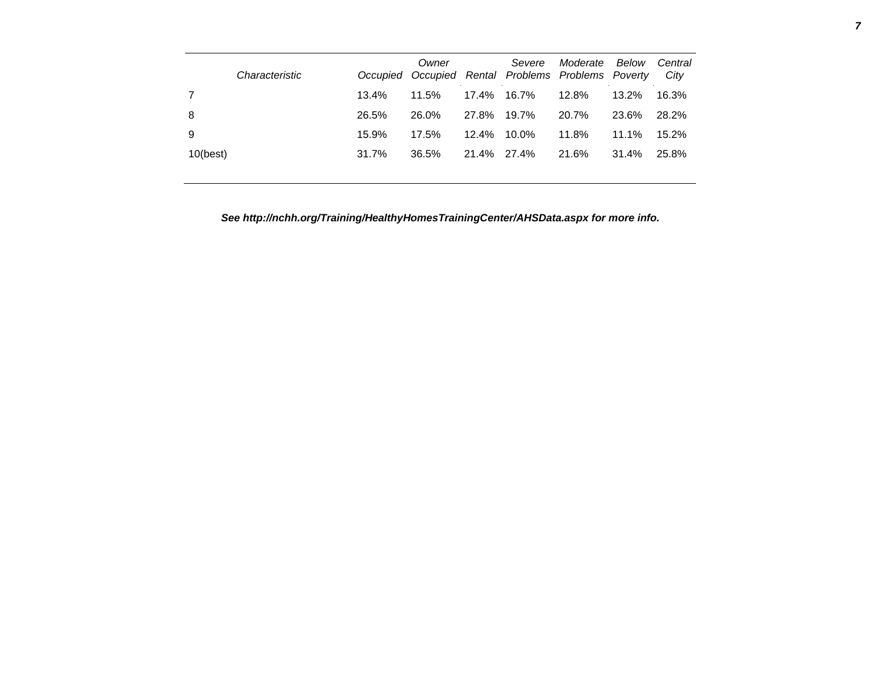| Characteristic | Occupied | Owner Occupied | Rental | Severe Problems | Moderate Problems | Below Poverty | Central City |
|---|---|---|---|---|---|---|---|
| 7 | 13.4% | 11.5% | 17.4% | 16.7% | 12.8% | 13.2% | 16.3% |
| 8 | 26.5% | 26.0% | 27.8% | 19.7% | 20.7% | 23.6% | 28.2% |
| 9 | 15.9% | 17.5% | 12.4% | 10.0% | 11.8% | 11.1% | 15.2% |
| 10(best) | 31.7% | 36.5% | 21.4% | 27.4% | 21.6% | 31.4% | 25.8% |

***See http://nchh.org/Training/HealthyHomesTrainingCenter/AHSData.aspx for more info.***